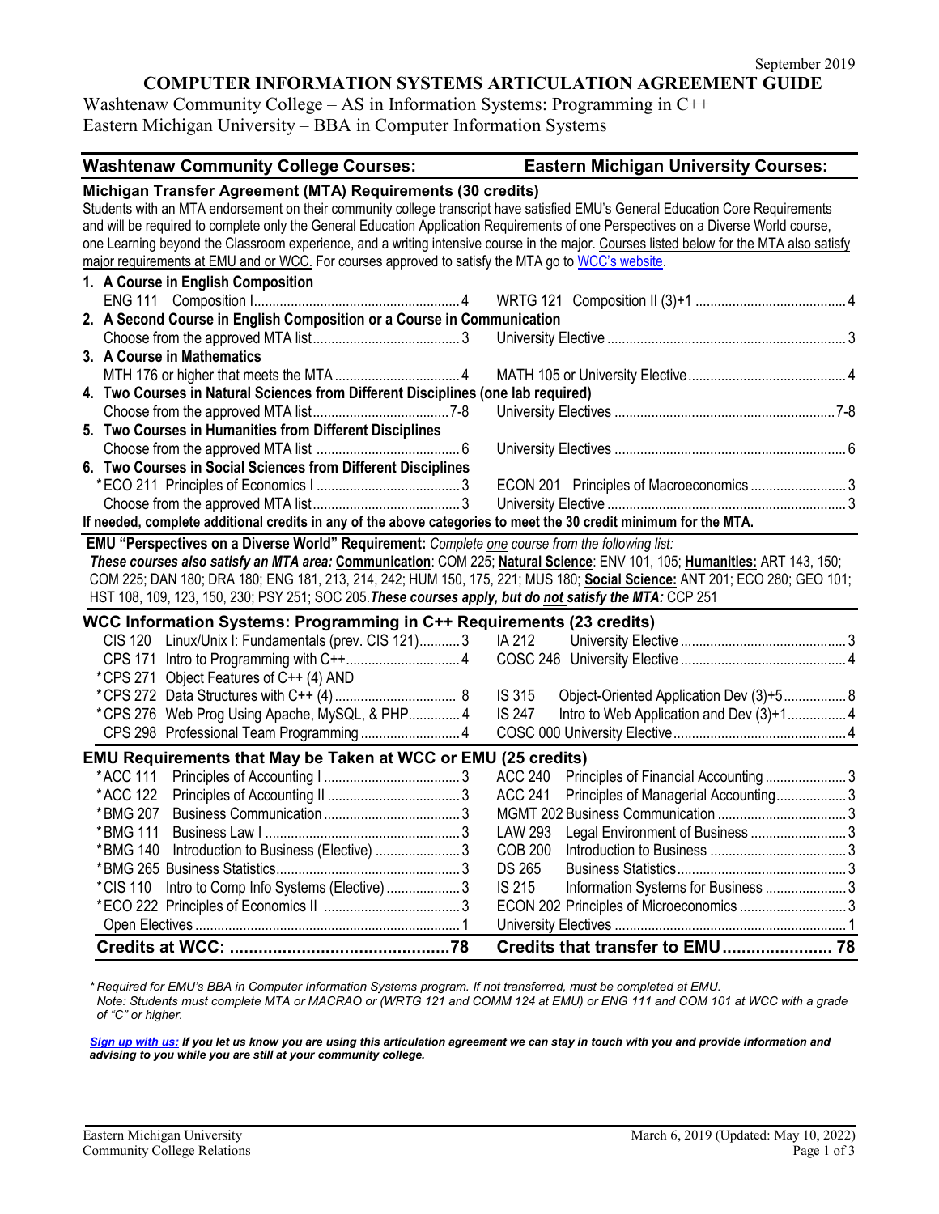September 2019

# COMPUTER INFORMATION SYSTEMS ARTICULATION AGREEMENT GUIDE

Washtenaw Community College – AS in Information Systems: Programming in C++
Eastern Michigan University – BBA in Computer Information Systems

| Washtenaw Community College Courses: | | Eastern Michigan University Courses: | |
|---|---|---|---|
| **Michigan Transfer Agreement (MTA) Requirements (30 credits)** | | | |
| Students with an MTA endorsement on their community college transcript have satisfied EMU's General Education Core Requirements and will be required to complete only the General Education Application Requirements of one Perspectives on a Diverse World course, one Learning beyond the Classroom experience, and a writing intensive course in the major. Courses listed below for the MTA also satisfy major requirements at EMU and or WCC. For courses approved to satisfy the MTA go to WCC's website. | | | |
| **1. A Course in English Composition** | | | |
| ENG 111 Composition I | 4 | WRTG 121 Composition II (3)+1 | 4 |
| **2. A Second Course in English Composition or a Course in Communication** | | | |
| Choose from the approved MTA list | 3 | University Elective | 3 |
| **3. A Course in Mathematics** | | | |
| MTH 176 or higher that meets the MTA | 4 | MATH 105 or University Elective | 4 |
| **4. Two Courses in Natural Sciences from Different Disciplines (one lab required)** | | | |
| Choose from the approved MTA list | 7-8 | University Electives | 7-8 |
| **5. Two Courses in Humanities from Different Disciplines** | | | |
| Choose from the approved MTA list | 6 | University Electives | 6 |
| **6. Two Courses in Social Sciences from Different Disciplines** | | | |
| *ECO 211 Principles of Economics I | 3 | ECON 201 Principles of Macroeconomics | 3 |
| Choose from the approved MTA list | 3 | University Elective | 3 |
| **If needed, complete additional credits in any of the above categories to meet the 30 credit minimum for the MTA.** | | | |
| **EMU "Perspectives on a Diverse World" Requirement:** *Complete one course from the following list:* ***These courses also satisfy an MTA area:*** **Communication**: COM 225; **Natural Science**: ENV 101, 105; **Humanities:** ART 143, 150; COM 225; DAN 180; DRA 180; ENG 181, 213, 214, 242; HUM 150, 175, 221; MUS 180; **Social Science:** ANT 201; ECO 280; GEO 101; HST 108, 109, 123, 150, 230; PSY 251; SOC 205. ***These courses apply, but do not satisfy the MTA:*** CCP 251 | | | |
| **WCC Information Systems: Programming in C++ Requirements (23 credits)** | | | |
| CIS 120 Linux/Unix I: Fundamentals (prev. CIS 121) | 3 | IA 212 University Elective | 3 |
| CPS 171 Intro to Programming with C++ | 4 | COSC 246 University Elective | 4 |
| *CPS 271 Object Features of C++ (4) AND *CPS 272 Data Structures with C++ (4) | 8 | IS 315 Object-Oriented Application Dev (3)+5 | 8 |
| *CPS 276 Web Prog Using Apache, MySQL, & PHP | 4 | IS 247 Intro to Web Application and Dev (3)+1 | 4 |
| CPS 298 Professional Team Programming | 4 | COSC 000 University Elective | 4 |
| **EMU Requirements that May be Taken at WCC or EMU (25 credits)** | | | |
| *ACC 111 Principles of Accounting I | 3 | ACC 240 Principles of Financial Accounting | 3 |
| *ACC 122 Principles of Accounting II | 3 | ACC 241 Principles of Managerial Accounting | 3 |
| *BMG 207 Business Communication | 3 | MGMT 202 Business Communication | 3 |
| *BMG 111 Business Law I | 3 | LAW 293 Legal Environment of Business | 3 |
| *BMG 140 Introduction to Business (Elective) | 3 | COB 200 Introduction to Business | 3 |
| *BMG 265 Business Statistics | 3 | DS 265 Business Statistics | 3 |
| *CIS 110 Intro to Comp Info Systems (Elective) | 3 | IS 215 Information Systems for Business | 3 |
| *ECO 222 Principles of Economics II | 3 | ECON 202 Principles of Microeconomics | 3 |
| Open Electives | 1 | University Electives | 1 |
| **Credits at WCC:** | **78** | **Credits that transfer to EMU** | **78** |

*\* Required for EMU's BBA in Computer Information Systems program. If not transferred, must be completed at EMU.*
*Note: Students must complete MTA or MACRAO or (WRTG 121 and COMM 124 at EMU) or ENG 111 and COM 101 at WCC with a grade of "C" or higher.*

***Sign up with us:** If you let us know you are using this articulation agreement we can stay in touch with you and provide information and advising to you while you are still at your community college.*

Eastern Michigan University
Community College Relations

March 6, 2019 (Updated: May 10, 2022)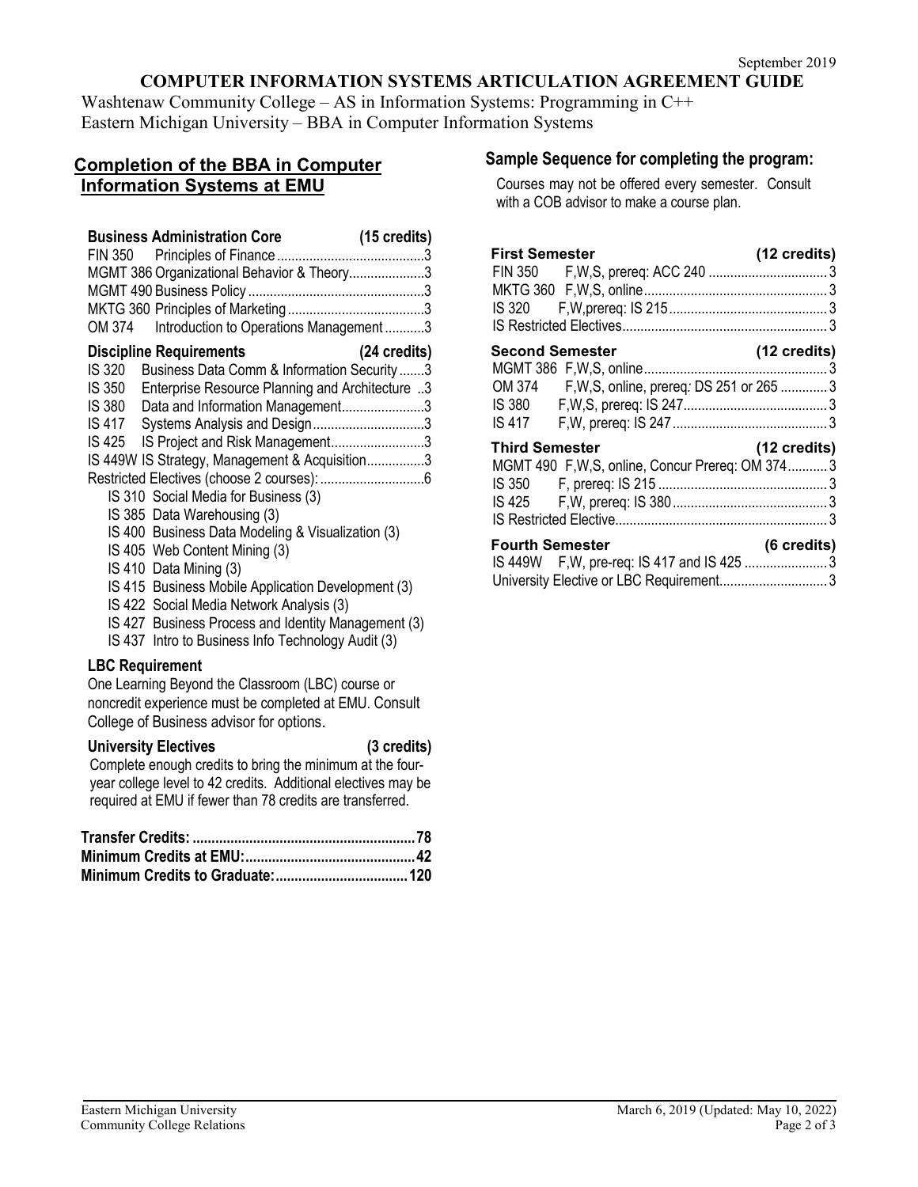September 2019

# COMPUTER INFORMATION SYSTEMS ARTICULATION AGREEMENT GUIDE

Washtenaw Community College – AS in Information Systems: Programming in C++
Eastern Michigan University – BBA in Computer Information Systems

## Completion of the BBA in Computer Information Systems at EMU

**Business Administration Core (15 credits)**

| Course | Title | Credits |
|---|---|---|
| FIN 350 | Principles of Finance | 3 |
| MGMT 386 | Organizational Behavior & Theory | 3 |
| MGMT 490 | Business Policy | 3 |
| MKTG 360 | Principles of Marketing | 3 |
| OM 374 | Introduction to Operations Management | 3 |

**Discipline Requirements (24 credits)**

| Course | Title | Credits |
|---|---|---|
| IS 320 | Business Data Comm & Information Security | 3 |
| IS 350 | Enterprise Resource Planning and Architecture | 3 |
| IS 380 | Data and Information Management | 3 |
| IS 417 | Systems Analysis and Design | 3 |
| IS 425 | IS Project and Risk Management | 3 |
| IS 449W | IS Strategy, Management & Acquisition | 3 |
| Restricted Electives (choose 2 courses): | | 6 |

- IS 310 Social Media for Business (3)
- IS 385 Data Warehousing (3)
- IS 400 Business Data Modeling & Visualization (3)
- IS 405 Web Content Mining (3)
- IS 410 Data Mining (3)
- IS 415 Business Mobile Application Development (3)
- IS 422 Social Media Network Analysis (3)
- IS 427 Business Process and Identity Management (3)
- IS 437 Intro to Business Info Technology Audit (3)

**LBC Requirement**

One Learning Beyond the Classroom (LBC) course or noncredit experience must be completed at EMU. Consult College of Business advisor for options.

**University Electives (3 credits)**

Complete enough credits to bring the minimum at the four-year college level to 42 credits. Additional electives may be required at EMU if fewer than 78 credits are transferred.

| | |
|---|---|
| **Transfer Credits:** | **78** |
| **Minimum Credits at EMU:** | **42** |
| **Minimum Credits to Graduate:** | **120** |

## Sample Sequence for completing the program:

Courses may not be offered every semester. Consult with a COB advisor to make a course plan.

**First Semester (12 credits)**

| Course | Details | Credits |
|---|---|---|
| FIN 350 | F,W,S, prereq: ACC 240 | 3 |
| MKTG 360 | F,W,S, online | 3 |
| IS 320 | F,W,prereq: IS 215 | 3 |
| IS Restricted Electives | | 3 |

**Second Semester (12 credits)**

| Course | Details | Credits |
|---|---|---|
| MGMT 386 | F,W,S, online | 3 |
| OM 374 | F,W,S, online, prereq: DS 251 or 265 | 3 |
| IS 380 | F,W,S, prereq: IS 247 | 3 |
| IS 417 | F,W, prereq: IS 247 | 3 |

**Third Semester (12 credits)**

| Course | Details | Credits |
|---|---|---|
| MGMT 490 | F,W,S, online, Concur Prereq: OM 374 | 3 |
| IS 350 | F, prereq: IS 215 | 3 |
| IS 425 | F,W, prereq: IS 380 | 3 |
| IS Restricted Elective | | 3 |

**Fourth Semester (6 credits)**

| Course | Details | Credits |
|---|---|---|
| IS 449W | F,W, pre-req: IS 417 and IS 425 | 3 |
| University Elective or LBC Requirement | | 3 |

Eastern Michigan University
Community College Relations

March 6, 2019 (Updated: May 10, 2022)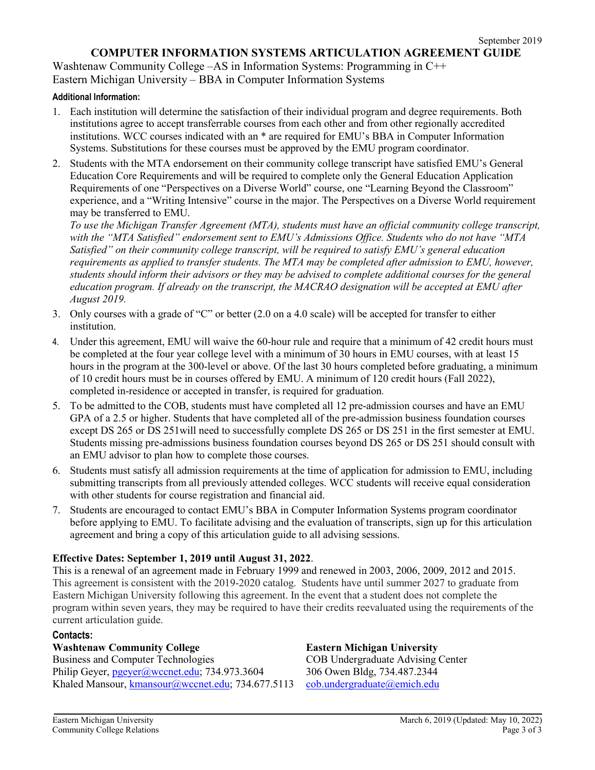September 2019

# COMPUTER INFORMATION SYSTEMS ARTICULATION AGREEMENT GUIDE

Washtenaw Community College –AS in Information Systems: Programming in C++
Eastern Michigan University – BBA in Computer Information Systems

**Additional Information:**

1. Each institution will determine the satisfaction of their individual program and degree requirements. Both institutions agree to accept transferrable courses from each other and from other regionally accredited institutions. WCC courses indicated with an * are required for EMU's BBA in Computer Information Systems. Substitutions for these courses must be approved by the EMU program coordinator.
2. Students with the MTA endorsement on their community college transcript have satisfied EMU's General Education Core Requirements and will be required to complete only the General Education Application Requirements of one "Perspectives on a Diverse World" course, one "Learning Beyond the Classroom" experience, and a "Writing Intensive" course in the major. The Perspectives on a Diverse World requirement may be transferred to EMU.
   *To use the Michigan Transfer Agreement (MTA), students must have an official community college transcript, with the "MTA Satisfied" endorsement sent to EMU's Admissions Office. Students who do not have "MTA Satisfied" on their community college transcript, will be required to satisfy EMU's general education requirements as applied to transfer students. The MTA may be completed after admission to EMU, however, students should inform their advisors or they may be advised to complete additional courses for the general education program. If already on the transcript, the MACRAO designation will be accepted at EMU after August 2019.*
3. Only courses with a grade of "C" or better (2.0 on a 4.0 scale) will be accepted for transfer to either institution.
4. Under this agreement, EMU will waive the 60-hour rule and require that a minimum of 42 credit hours must be completed at the four year college level with a minimum of 30 hours in EMU courses, with at least 15 hours in the program at the 300-level or above. Of the last 30 hours completed before graduating, a minimum of 10 credit hours must be in courses offered by EMU. A minimum of 120 credit hours (Fall 2022), completed in-residence or accepted in transfer, is required for graduation.
5. To be admitted to the COB, students must have completed all 12 pre-admission courses and have an EMU GPA of a 2.5 or higher. Students that have completed all of the pre-admission business foundation courses except DS 265 or DS 251will need to successfully complete DS 265 or DS 251 in the first semester at EMU. Students missing pre-admissions business foundation courses beyond DS 265 or DS 251 should consult with an EMU advisor to plan how to complete those courses.
6. Students must satisfy all admission requirements at the time of application for admission to EMU, including submitting transcripts from all previously attended colleges. WCC students will receive equal consideration with other students for course registration and financial aid.
7. Students are encouraged to contact EMU's BBA in Computer Information Systems program coordinator before applying to EMU. To facilitate advising and the evaluation of transcripts, sign up for this articulation agreement and bring a copy of this articulation guide to all advising sessions.

**Effective Dates: September 1, 2019 until August 31, 2022**.
This is a renewal of an agreement made in February 1999 and renewed in 2003, 2006, 2009, 2012 and 2015. This agreement is consistent with the 2019-2020 catalog. Students have until summer 2027 to graduate from Eastern Michigan University following this agreement. In the event that a student does not complete the program within seven years, they may be required to have their credits reevaluated using the requirements of the current articulation guide.

**Contacts:**

**Washtenaw Community College**
Business and Computer Technologies
Philip Geyer, pgeyer@wccnet.edu; 734.973.3604
Khaled Mansour, kmansour@wccnet.edu; 734.677.5113

**Eastern Michigan University**
COB Undergraduate Advising Center
306 Owen Bldg, 734.487.2344
cob.undergraduate@emich.edu